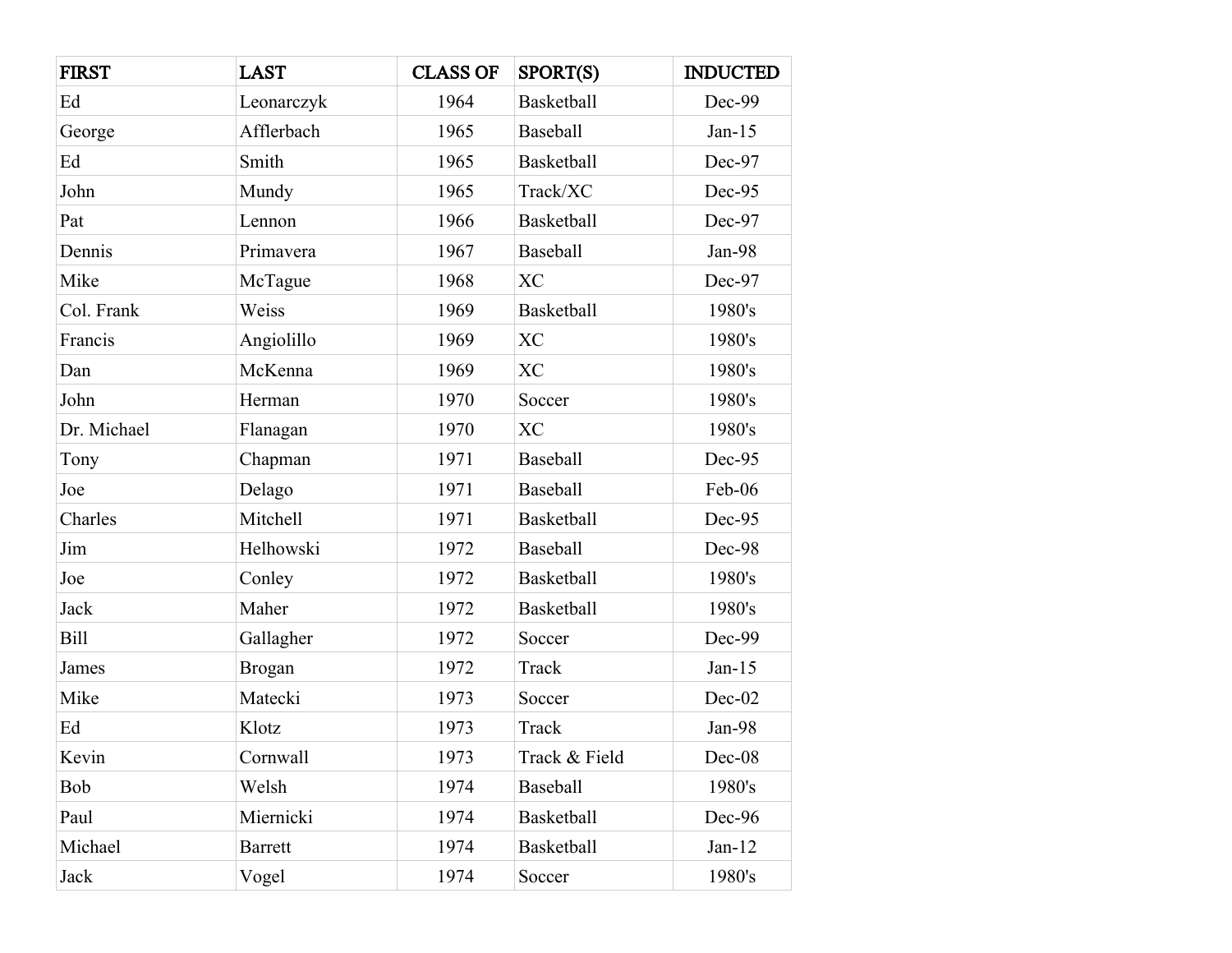| FIRST | LAST | CLASS OF | SPORT(S) | INDUCTED |
|---|---|---|---|---|
| Ed | Leonarczyk | 1964 | Basketball | Dec-99 |
| George | Afflerbach | 1965 | Baseball | Jan-15 |
| Ed | Smith | 1965 | Basketball | Dec-97 |
| John | Mundy | 1965 | Track/XC | Dec-95 |
| Pat | Lennon | 1966 | Basketball | Dec-97 |
| Dennis | Primavera | 1967 | Baseball | Jan-98 |
| Mike | McTague | 1968 | XC | Dec-97 |
| Col. Frank | Weiss | 1969 | Basketball | 1980's |
| Francis | Angiolillo | 1969 | XC | 1980's |
| Dan | McKenna | 1969 | XC | 1980's |
| John | Herman | 1970 | Soccer | 1980's |
| Dr. Michael | Flanagan | 1970 | XC | 1980's |
| Tony | Chapman | 1971 | Baseball | Dec-95 |
| Joe | Delago | 1971 | Baseball | Feb-06 |
| Charles | Mitchell | 1971 | Basketball | Dec-95 |
| Jim | Helhowski | 1972 | Baseball | Dec-98 |
| Joe | Conley | 1972 | Basketball | 1980's |
| Jack | Maher | 1972 | Basketball | 1980's |
| Bill | Gallagher | 1972 | Soccer | Dec-99 |
| James | Brogan | 1972 | Track | Jan-15 |
| Mike | Matecki | 1973 | Soccer | Dec-02 |
| Ed | Klotz | 1973 | Track | Jan-98 |
| Kevin | Cornwall | 1973 | Track & Field | Dec-08 |
| Bob | Welsh | 1974 | Baseball | 1980's |
| Paul | Miernicki | 1974 | Basketball | Dec-96 |
| Michael | Barrett | 1974 | Basketball | Jan-12 |
| Jack | Vogel | 1974 | Soccer | 1980's |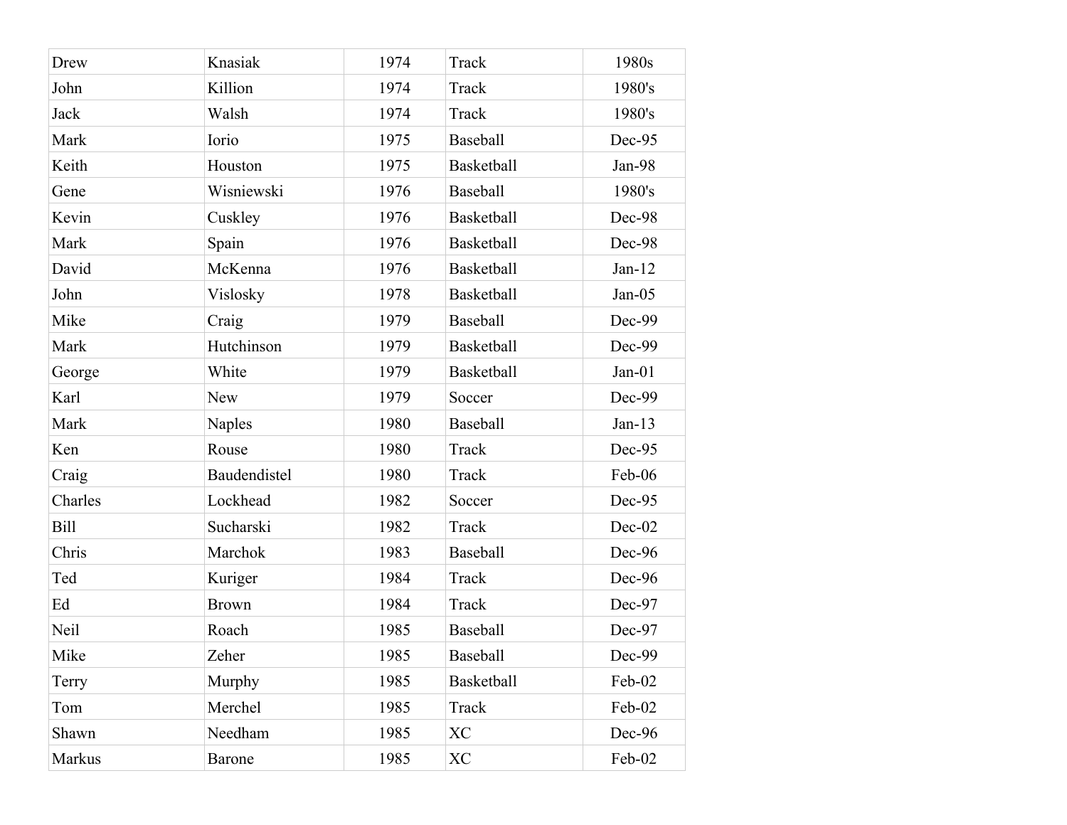| | | | | |
|---|---|---|---|---|
| Drew | Knasiak | 1974 | Track | 1980s |
| John | Killion | 1974 | Track | 1980's |
| Jack | Walsh | 1974 | Track | 1980's |
| Mark | Iorio | 1975 | Baseball | Dec-95 |
| Keith | Houston | 1975 | Basketball | Jan-98 |
| Gene | Wisniewski | 1976 | Baseball | 1980's |
| Kevin | Cuskley | 1976 | Basketball | Dec-98 |
| Mark | Spain | 1976 | Basketball | Dec-98 |
| David | McKenna | 1976 | Basketball | Jan-12 |
| John | Vislosky | 1978 | Basketball | Jan-05 |
| Mike | Craig | 1979 | Baseball | Dec-99 |
| Mark | Hutchinson | 1979 | Basketball | Dec-99 |
| George | White | 1979 | Basketball | Jan-01 |
| Karl | New | 1979 | Soccer | Dec-99 |
| Mark | Naples | 1980 | Baseball | Jan-13 |
| Ken | Rouse | 1980 | Track | Dec-95 |
| Craig | Baudendistel | 1980 | Track | Feb-06 |
| Charles | Lockhead | 1982 | Soccer | Dec-95 |
| Bill | Sucharski | 1982 | Track | Dec-02 |
| Chris | Marchok | 1983 | Baseball | Dec-96 |
| Ted | Kuriger | 1984 | Track | Dec-96 |
| Ed | Brown | 1984 | Track | Dec-97 |
| Neil | Roach | 1985 | Baseball | Dec-97 |
| Mike | Zeher | 1985 | Baseball | Dec-99 |
| Terry | Murphy | 1985 | Basketball | Feb-02 |
| Tom | Merchel | 1985 | Track | Feb-02 |
| Shawn | Needham | 1985 | XC | Dec-96 |
| Markus | Barone | 1985 | XC | Feb-02 |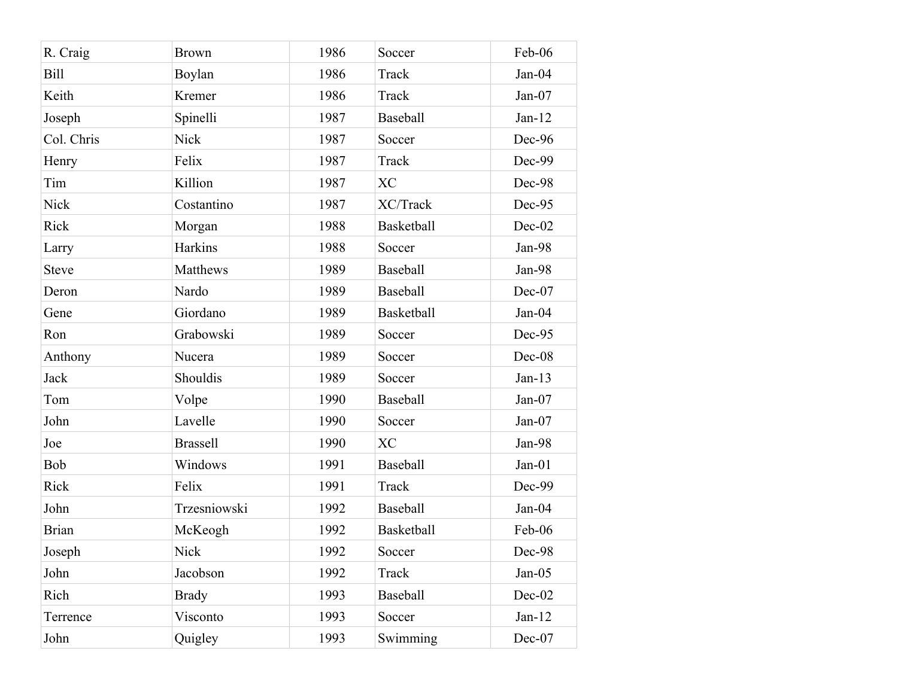| R. Craig | Brown | 1986 | Soccer | Feb-06 |
|---|---|---|---|---|
| Bill | Boylan | 1986 | Track | Jan-04 |
| Keith | Kremer | 1986 | Track | Jan-07 |
| Joseph | Spinelli | 1987 | Baseball | Jan-12 |
| Col. Chris | Nick | 1987 | Soccer | Dec-96 |
| Henry | Felix | 1987 | Track | Dec-99 |
| Tim | Killion | 1987 | XC | Dec-98 |
| Nick | Costantino | 1987 | XC/Track | Dec-95 |
| Rick | Morgan | 1988 | Basketball | Dec-02 |
| Larry | Harkins | 1988 | Soccer | Jan-98 |
| Steve | Matthews | 1989 | Baseball | Jan-98 |
| Deron | Nardo | 1989 | Baseball | Dec-07 |
| Gene | Giordano | 1989 | Basketball | Jan-04 |
| Ron | Grabowski | 1989 | Soccer | Dec-95 |
| Anthony | Nucera | 1989 | Soccer | Dec-08 |
| Jack | Shouldis | 1989 | Soccer | Jan-13 |
| Tom | Volpe | 1990 | Baseball | Jan-07 |
| John | Lavelle | 1990 | Soccer | Jan-07 |
| Joe | Brassell | 1990 | XC | Jan-98 |
| Bob | Windows | 1991 | Baseball | Jan-01 |
| Rick | Felix | 1991 | Track | Dec-99 |
| John | Trzesniowski | 1992 | Baseball | Jan-04 |
| Brian | McKeogh | 1992 | Basketball | Feb-06 |
| Joseph | Nick | 1992 | Soccer | Dec-98 |
| John | Jacobson | 1992 | Track | Jan-05 |
| Rich | Brady | 1993 | Baseball | Dec-02 |
| Terrence | Visconto | 1993 | Soccer | Jan-12 |
| John | Quigley | 1993 | Swimming | Dec-07 |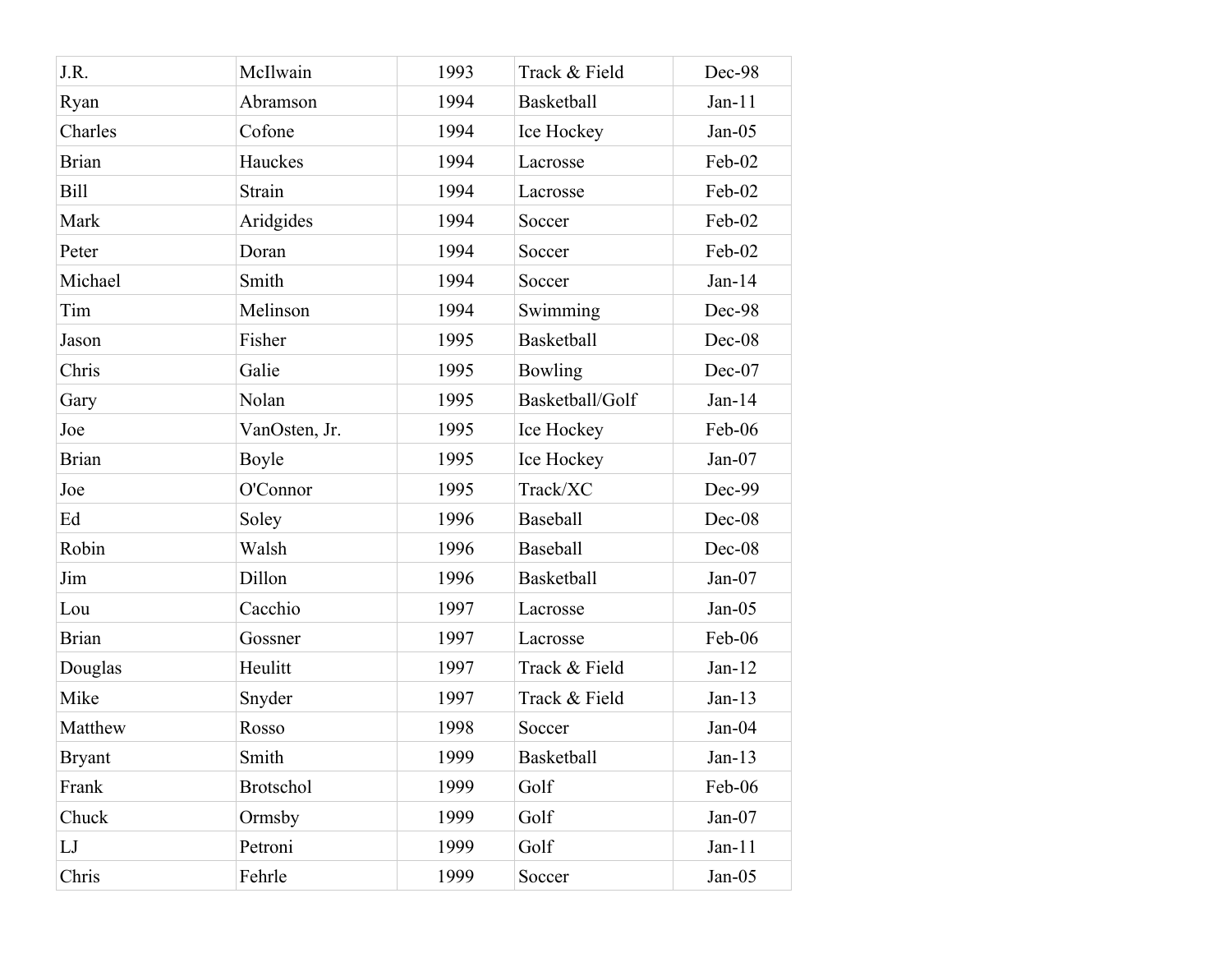| J.R. | McIlwain | 1993 | Track & Field | Dec-98 |
|---|---|---|---|---|
| Ryan | Abramson | 1994 | Basketball | Jan-11 |
| Charles | Cofone | 1994 | Ice Hockey | Jan-05 |
| Brian | Hauckes | 1994 | Lacrosse | Feb-02 |
| Bill | Strain | 1994 | Lacrosse | Feb-02 |
| Mark | Aridgides | 1994 | Soccer | Feb-02 |
| Peter | Doran | 1994 | Soccer | Feb-02 |
| Michael | Smith | 1994 | Soccer | Jan-14 |
| Tim | Melinson | 1994 | Swimming | Dec-98 |
| Jason | Fisher | 1995 | Basketball | Dec-08 |
| Chris | Galie | 1995 | Bowling | Dec-07 |
| Gary | Nolan | 1995 | Basketball/Golf | Jan-14 |
| Joe | VanOsten, Jr. | 1995 | Ice Hockey | Feb-06 |
| Brian | Boyle | 1995 | Ice Hockey | Jan-07 |
| Joe | O'Connor | 1995 | Track/XC | Dec-99 |
| Ed | Soley | 1996 | Baseball | Dec-08 |
| Robin | Walsh | 1996 | Baseball | Dec-08 |
| Jim | Dillon | 1996 | Basketball | Jan-07 |
| Lou | Cacchio | 1997 | Lacrosse | Jan-05 |
| Brian | Gossner | 1997 | Lacrosse | Feb-06 |
| Douglas | Heulitt | 1997 | Track & Field | Jan-12 |
| Mike | Snyder | 1997 | Track & Field | Jan-13 |
| Matthew | Rosso | 1998 | Soccer | Jan-04 |
| Bryant | Smith | 1999 | Basketball | Jan-13 |
| Frank | Brotschol | 1999 | Golf | Feb-06 |
| Chuck | Ormsby | 1999 | Golf | Jan-07 |
| LJ | Petroni | 1999 | Golf | Jan-11 |
| Chris | Fehrle | 1999 | Soccer | Jan-05 |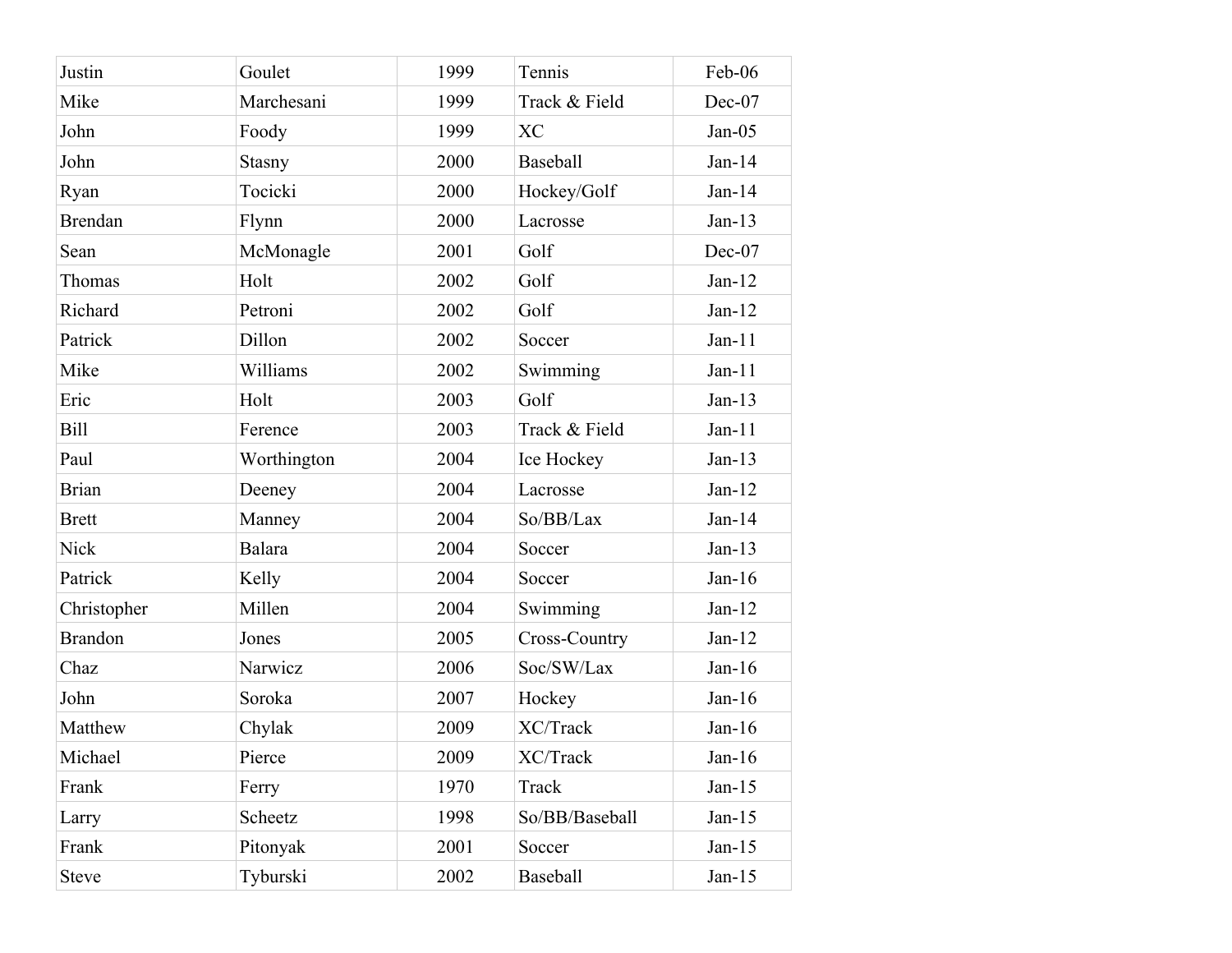| | | | | |
|---|---|---|---|---|
| Justin | Goulet | 1999 | Tennis | Feb-06 |
| Mike | Marchesani | 1999 | Track & Field | Dec-07 |
| John | Foody | 1999 | XC | Jan-05 |
| John | Stasny | 2000 | Baseball | Jan-14 |
| Ryan | Tocicki | 2000 | Hockey/Golf | Jan-14 |
| Brendan | Flynn | 2000 | Lacrosse | Jan-13 |
| Sean | McMonagle | 2001 | Golf | Dec-07 |
| Thomas | Holt | 2002 | Golf | Jan-12 |
| Richard | Petroni | 2002 | Golf | Jan-12 |
| Patrick | Dillon | 2002 | Soccer | Jan-11 |
| Mike | Williams | 2002 | Swimming | Jan-11 |
| Eric | Holt | 2003 | Golf | Jan-13 |
| Bill | Ference | 2003 | Track & Field | Jan-11 |
| Paul | Worthington | 2004 | Ice Hockey | Jan-13 |
| Brian | Deeney | 2004 | Lacrosse | Jan-12 |
| Brett | Manney | 2004 | So/BB/Lax | Jan-14 |
| Nick | Balara | 2004 | Soccer | Jan-13 |
| Patrick | Kelly | 2004 | Soccer | Jan-16 |
| Christopher | Millen | 2004 | Swimming | Jan-12 |
| Brandon | Jones | 2005 | Cross-Country | Jan-12 |
| Chaz | Narwicz | 2006 | Soc/SW/Lax | Jan-16 |
| John | Soroka | 2007 | Hockey | Jan-16 |
| Matthew | Chylak | 2009 | XC/Track | Jan-16 |
| Michael | Pierce | 2009 | XC/Track | Jan-16 |
| Frank | Ferry | 1970 | Track | Jan-15 |
| Larry | Scheetz | 1998 | So/BB/Baseball | Jan-15 |
| Frank | Pitonyak | 2001 | Soccer | Jan-15 |
| Steve | Tyburski | 2002 | Baseball | Jan-15 |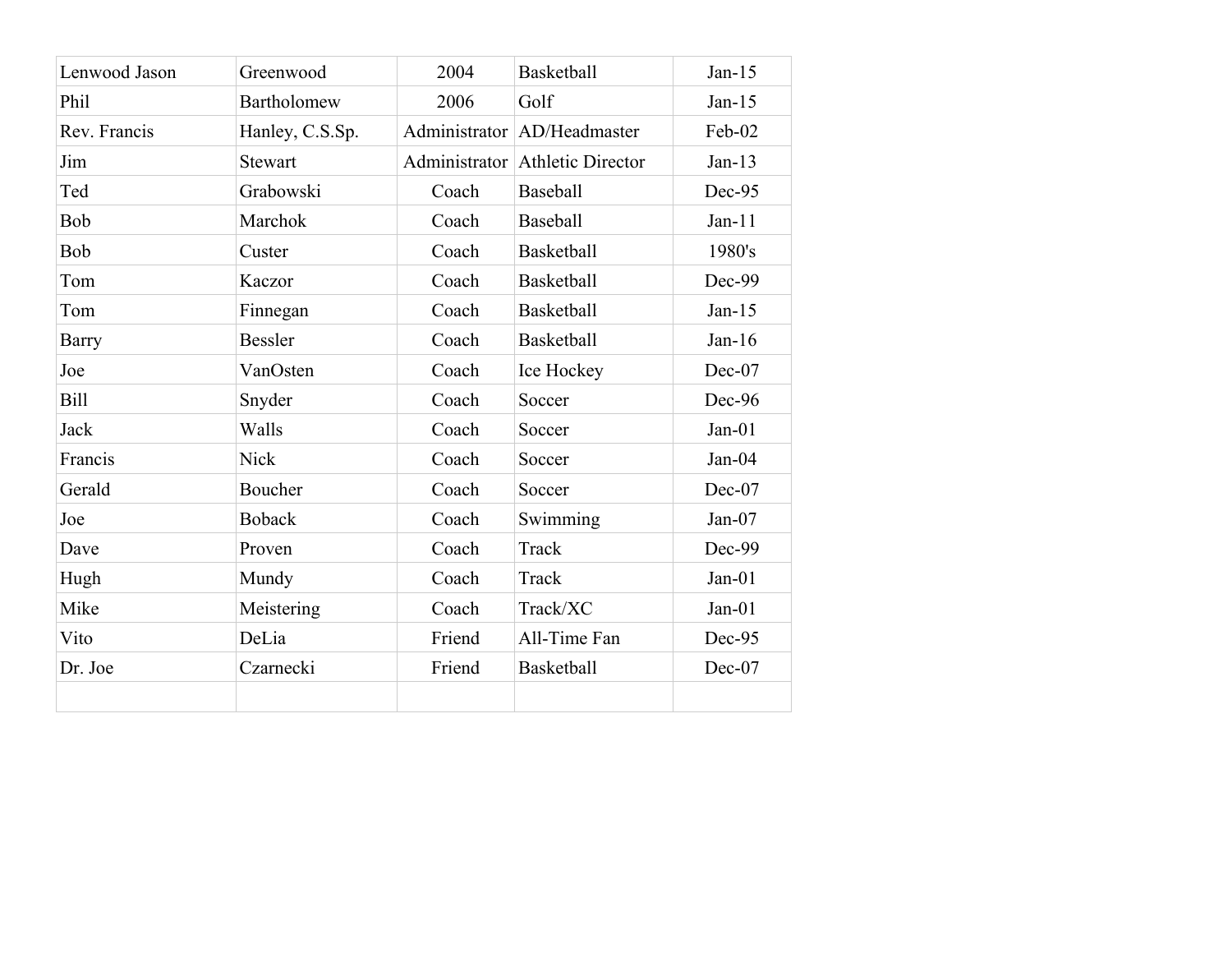| | | | | |
|---|---|---|---|---|
| Lenwood Jason | Greenwood | 2004 | Basketball | Jan-15 |
| Phil | Bartholomew | 2006 | Golf | Jan-15 |
| Rev. Francis | Hanley, C.S.Sp. | Administrator | AD/Headmaster | Feb-02 |
| Jim | Stewart | Administrator | Athletic Director | Jan-13 |
| Ted | Grabowski | Coach | Baseball | Dec-95 |
| Bob | Marchok | Coach | Baseball | Jan-11 |
| Bob | Custer | Coach | Basketball | 1980's |
| Tom | Kaczor | Coach | Basketball | Dec-99 |
| Tom | Finnegan | Coach | Basketball | Jan-15 |
| Barry | Bessler | Coach | Basketball | Jan-16 |
| Joe | VanOsten | Coach | Ice Hockey | Dec-07 |
| Bill | Snyder | Coach | Soccer | Dec-96 |
| Jack | Walls | Coach | Soccer | Jan-01 |
| Francis | Nick | Coach | Soccer | Jan-04 |
| Gerald | Boucher | Coach | Soccer | Dec-07 |
| Joe | Boback | Coach | Swimming | Jan-07 |
| Dave | Proven | Coach | Track | Dec-99 |
| Hugh | Mundy | Coach | Track | Jan-01 |
| Mike | Meistering | Coach | Track/XC | Jan-01 |
| Vito | DeLia | Friend | All-Time Fan | Dec-95 |
| Dr. Joe | Czarnecki | Friend | Basketball | Dec-07 |
| | | | | |